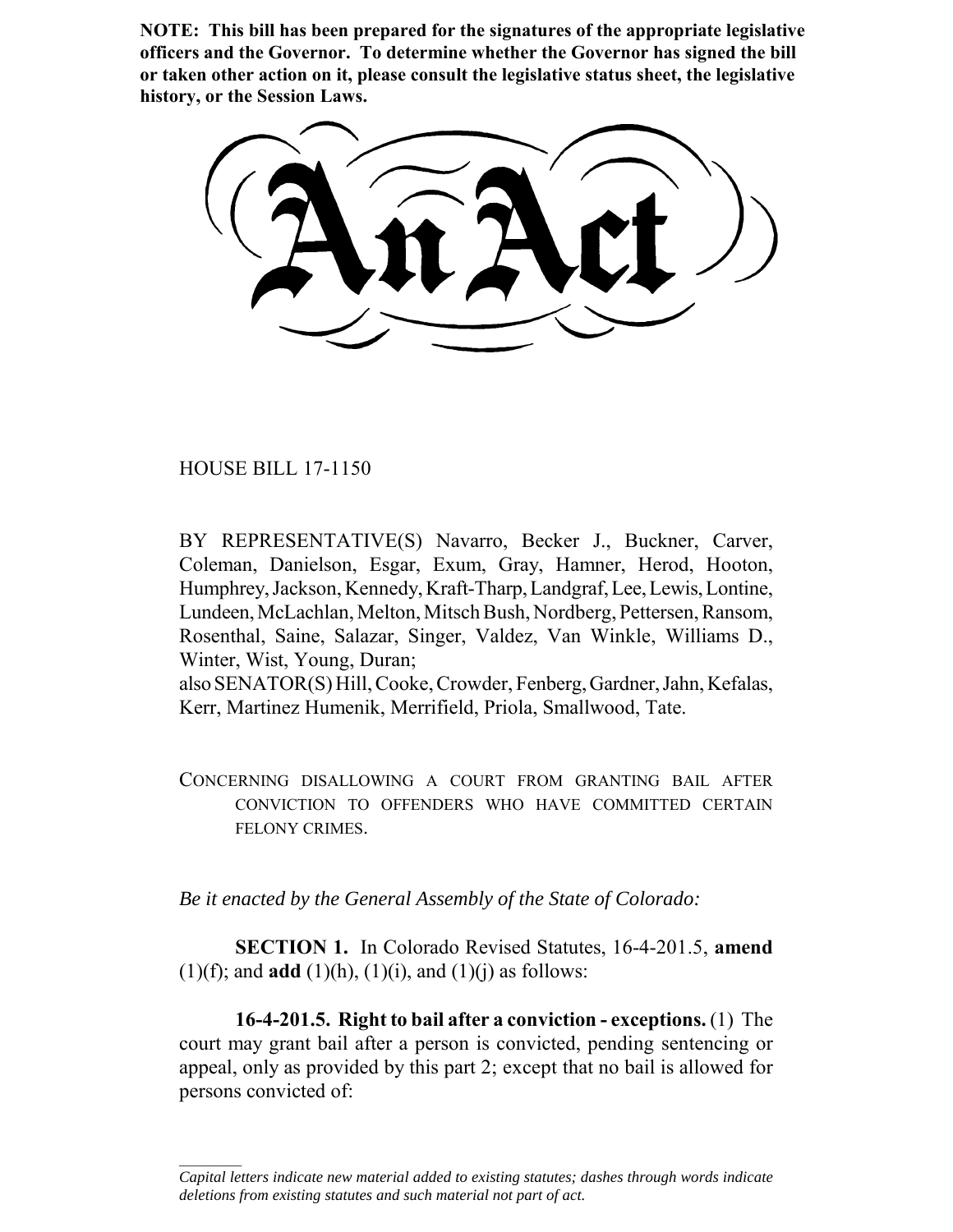**NOTE: This bill has been prepared for the signatures of the appropriate legislative officers and the Governor. To determine whether the Governor has signed the bill or taken other action on it, please consult the legislative status sheet, the legislative history, or the Session Laws.**

# An Act

HOUSE BILL 17-1150

BY REPRESENTATIVE(S) Navarro, Becker J., Buckner, Carver, Coleman, Danielson, Esgar, Exum, Gray, Hamner, Herod, Hooton, Humphrey, Jackson, Kennedy, Kraft-Tharp, Landgraf, Lee, Lewis, Lontine, Lundeen, McLachlan, Melton, Mitsch Bush, Nordberg, Pettersen, Ransom, Rosenthal, Saine, Salazar, Singer, Valdez, Van Winkle, Williams D., Winter, Wist, Young, Duran;
also SENATOR(S) Hill, Cooke, Crowder, Fenberg, Gardner, Jahn, Kefalas, Kerr, Martinez Humenik, Merrifield, Priola, Smallwood, Tate.

CONCERNING DISALLOWING A COURT FROM GRANTING BAIL AFTER CONVICTION TO OFFENDERS WHO HAVE COMMITTED CERTAIN FELONY CRIMES.

*Be it enacted by the General Assembly of the State of Colorado:*

**SECTION 1.** In Colorado Revised Statutes, 16-4-201.5, **amend** (1)(f); and **add** (1)(h), (1)(i), and (1)(j) as follows:

**16-4-201.5. Right to bail after a conviction - exceptions.** (1) The court may grant bail after a person is convicted, pending sentencing or appeal, only as provided by this part 2; except that no bail is allowed for persons convicted of:

---

*Capital letters indicate new material added to existing statutes; dashes through words indicate deletions from existing statutes and such material not part of act.*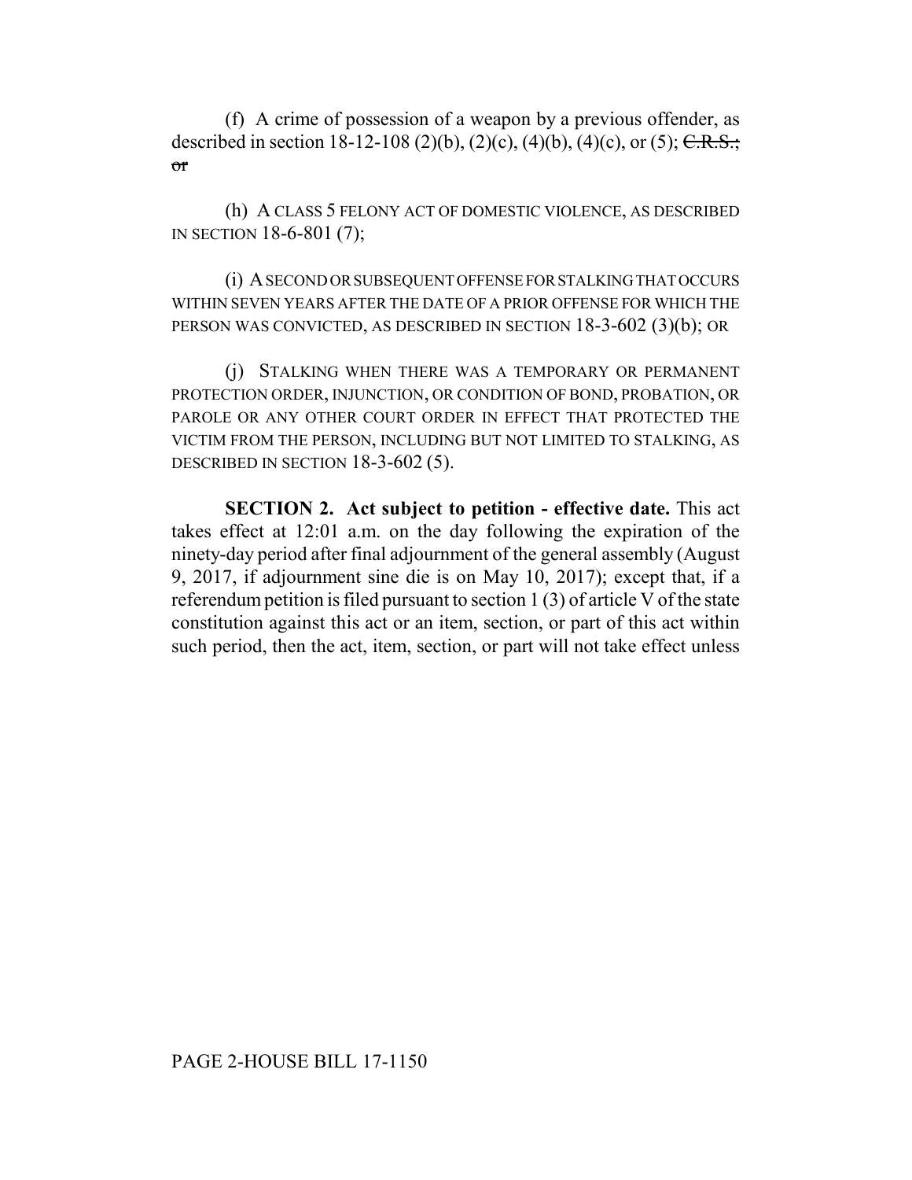(f) A crime of possession of a weapon by a previous offender, as described in section 18-12-108 (2)(b), (2)(c), (4)(b), (4)(c), or (5); ~~C.R.S.; or~~

(h) A CLASS 5 FELONY ACT OF DOMESTIC VIOLENCE, AS DESCRIBED IN SECTION 18-6-801 (7);

(i) A SECOND OR SUBSEQUENT OFFENSE FOR STALKING THAT OCCURS WITHIN SEVEN YEARS AFTER THE DATE OF A PRIOR OFFENSE FOR WHICH THE PERSON WAS CONVICTED, AS DESCRIBED IN SECTION 18-3-602 (3)(b); OR

(j) STALKING WHEN THERE WAS A TEMPORARY OR PERMANENT PROTECTION ORDER, INJUNCTION, OR CONDITION OF BOND, PROBATION, OR PAROLE OR ANY OTHER COURT ORDER IN EFFECT THAT PROTECTED THE VICTIM FROM THE PERSON, INCLUDING BUT NOT LIMITED TO STALKING, AS DESCRIBED IN SECTION 18-3-602 (5).

**SECTION 2. Act subject to petition - effective date.** This act takes effect at 12:01 a.m. on the day following the expiration of the ninety-day period after final adjournment of the general assembly (August 9, 2017, if adjournment sine die is on May 10, 2017); except that, if a referendum petition is filed pursuant to section 1 (3) of article V of the state constitution against this act or an item, section, or part of this act within such period, then the act, item, section, or part will not take effect unless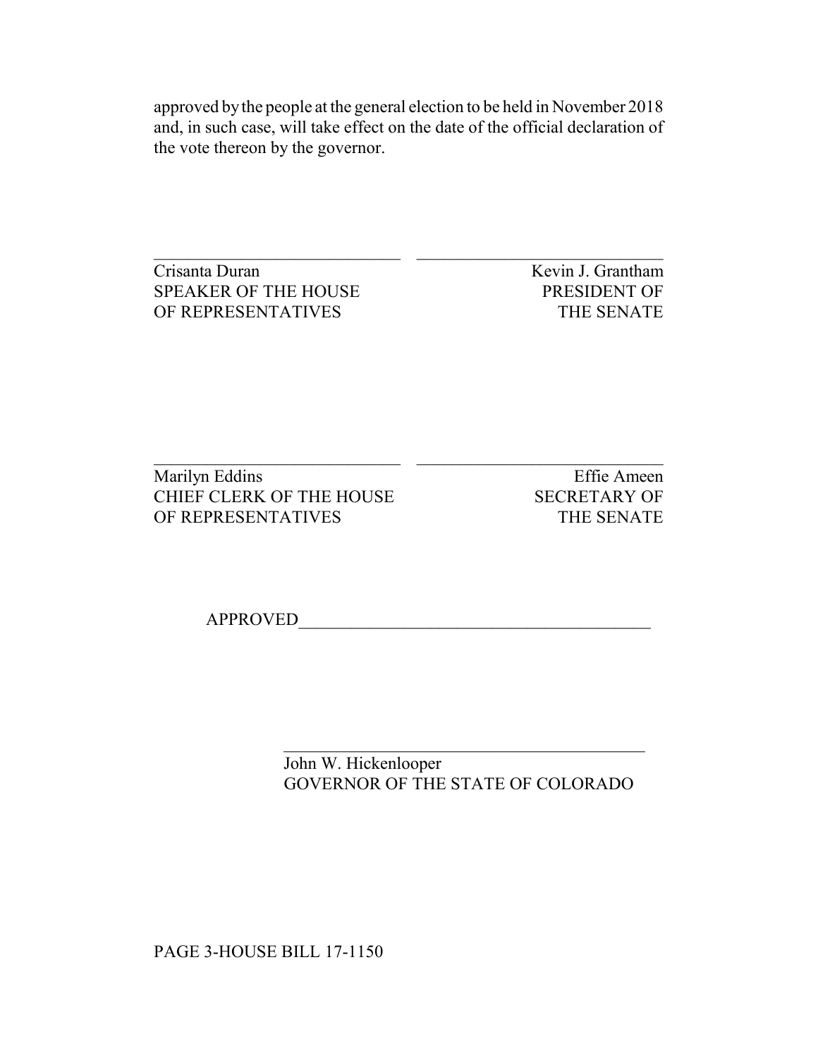approved by the people at the general election to be held in November 2018 and, in such case, will take effect on the date of the official declaration of the vote thereon by the governor.

| | |
|---|---|
| ____________________________ | ____________________________ |
| Crisanta Duran | Kevin J. Grantham |
| SPEAKER OF THE HOUSE | PRESIDENT OF |
| OF REPRESENTATIVES | THE SENATE |

| | |
|---|---|
| ____________________________ | ____________________________ |
| Marilyn Eddins | Effie Ameen |
| CHIEF CLERK OF THE HOUSE | SECRETARY OF |
| OF REPRESENTATIVES | THE SENATE |

APPROVED________________________________________

__________________________________________

John W. Hickenlooper
GOVERNOR OF THE STATE OF COLORADO

PAGE 3-HOUSE BILL 17-1150